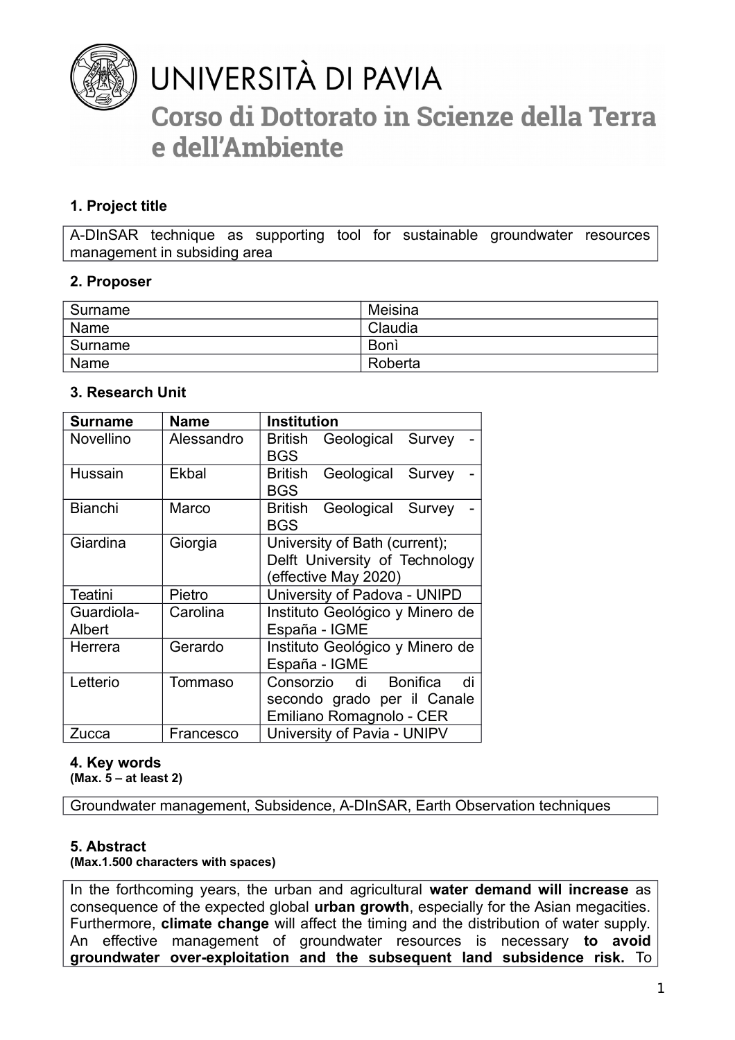# UNIVERSITÀ DI PAVIA

## Corso di Dottorato in Scienze della Terra e dell'Ambiente

### 1. Project title

| A-DInSAR technique as supporting tool for sustainable groundwater resources management in subsiding area |
|---|

### 2. Proposer

| | |
|---|---|
| Surname | Meisina |
| Name | Claudia |
| Surname | Bonì |
| Name | Roberta |

### 3. Research Unit

| Surname | Name | Institution |
|---|---|---|
| Novellino | Alessandro | British Geological Survey - BGS |
| Hussain | Ekbal | British Geological Survey - BGS |
| Bianchi | Marco | British Geological Survey - BGS |
| Giardina | Giorgia | University of Bath (current); Delft University of Technology (effective May 2020) |
| Teatini | Pietro | University of Padova - UNIPD |
| Guardiola-Albert | Carolina | Instituto Geológico y Minero de España - IGME |
| Herrera | Gerardo | Instituto Geológico y Minero de España - IGME |
| Letterio | Tommaso | Consorzio di Bonifica di secondo grado per il Canale Emiliano Romagnolo - CER |
| Zucca | Francesco | University of Pavia - UNIPV |

### 4. Key words

**(Max. 5 – at least 2)**

| Groundwater management, Subsidence, A-DInSAR, Earth Observation techniques |
|---|

### 5. Abstract

**(Max.1.500 characters with spaces)**

In the forthcoming years, the urban and agricultural **water demand will increase** as consequence of the expected global **urban growth**, especially for the Asian megacities. Furthermore, **climate change** will affect the timing and the distribution of water supply. An effective management of groundwater resources is necessary **to avoid groundwater over-exploitation and the subsequent land subsidence risk.** To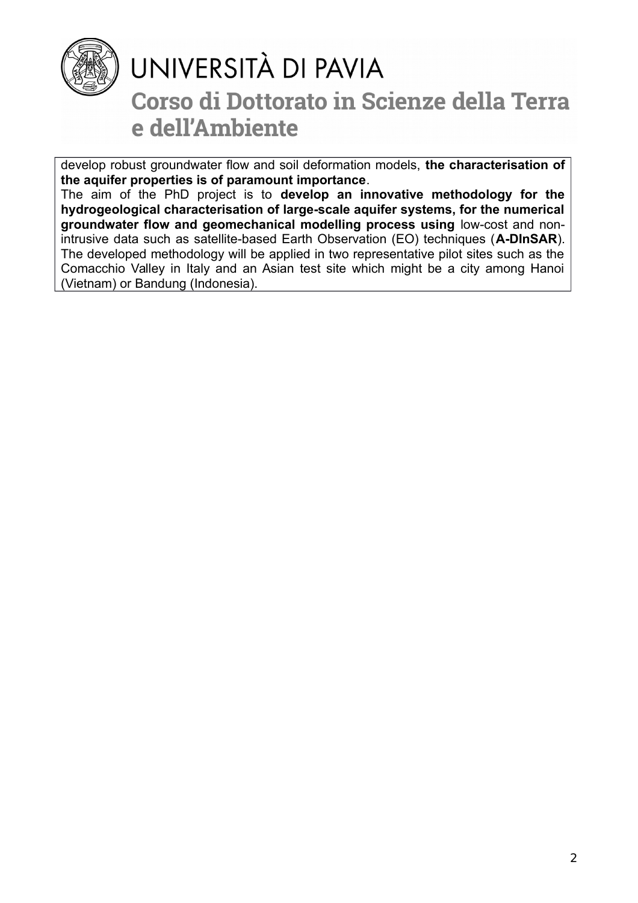develop robust groundwater flow and soil deformation models, **the characterisation of the aquifer properties is of paramount importance**.

The aim of the PhD project is to **develop an innovative methodology for the hydrogeological characterisation of large-scale aquifer systems, for the numerical groundwater flow and geomechanical modelling process using** low-cost and non-intrusive data such as satellite-based Earth Observation (EO) techniques (**A-DInSAR**). The developed methodology will be applied in two representative pilot sites such as the Comacchio Valley in Italy and an Asian test site which might be a city among Hanoi (Vietnam) or Bandung (Indonesia).